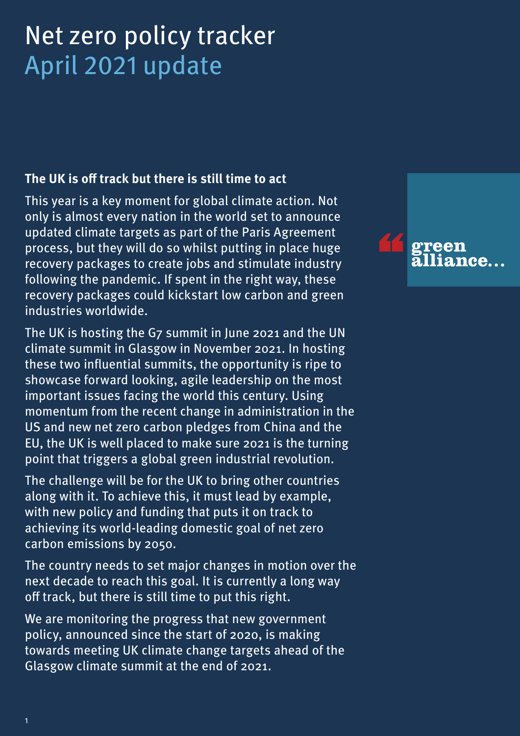# Net zero policy tracker
## April 2021 update

green alliance...

**The UK is off track but there is still time to act**

This year is a key moment for global climate action. Not only is almost every nation in the world set to announce updated climate targets as part of the Paris Agreement process, but they will do so whilst putting in place huge recovery packages to create jobs and stimulate industry following the pandemic. If spent in the right way, these recovery packages could kickstart low carbon and green industries worldwide.

The UK is hosting the G7 summit in June 2021 and the UN climate summit in Glasgow in November 2021. In hosting these two influential summits, the opportunity is ripe to showcase forward looking, agile leadership on the most important issues facing the world this century. Using momentum from the recent change in administration in the US and new net zero carbon pledges from China and the EU, the UK is well placed to make sure 2021 is the turning point that triggers a global green industrial revolution.

The challenge will be for the UK to bring other countries along with it. To achieve this, it must lead by example, with new policy and funding that puts it on track to achieving its world-leading domestic goal of net zero carbon emissions by 2050.

The country needs to set major changes in motion over the next decade to reach this goal. It is currently a long way off track, but there is still time to put this right.

We are monitoring the progress that new government policy, announced since the start of 2020, is making towards meeting UK climate change targets ahead of the Glasgow climate summit at the end of 2021.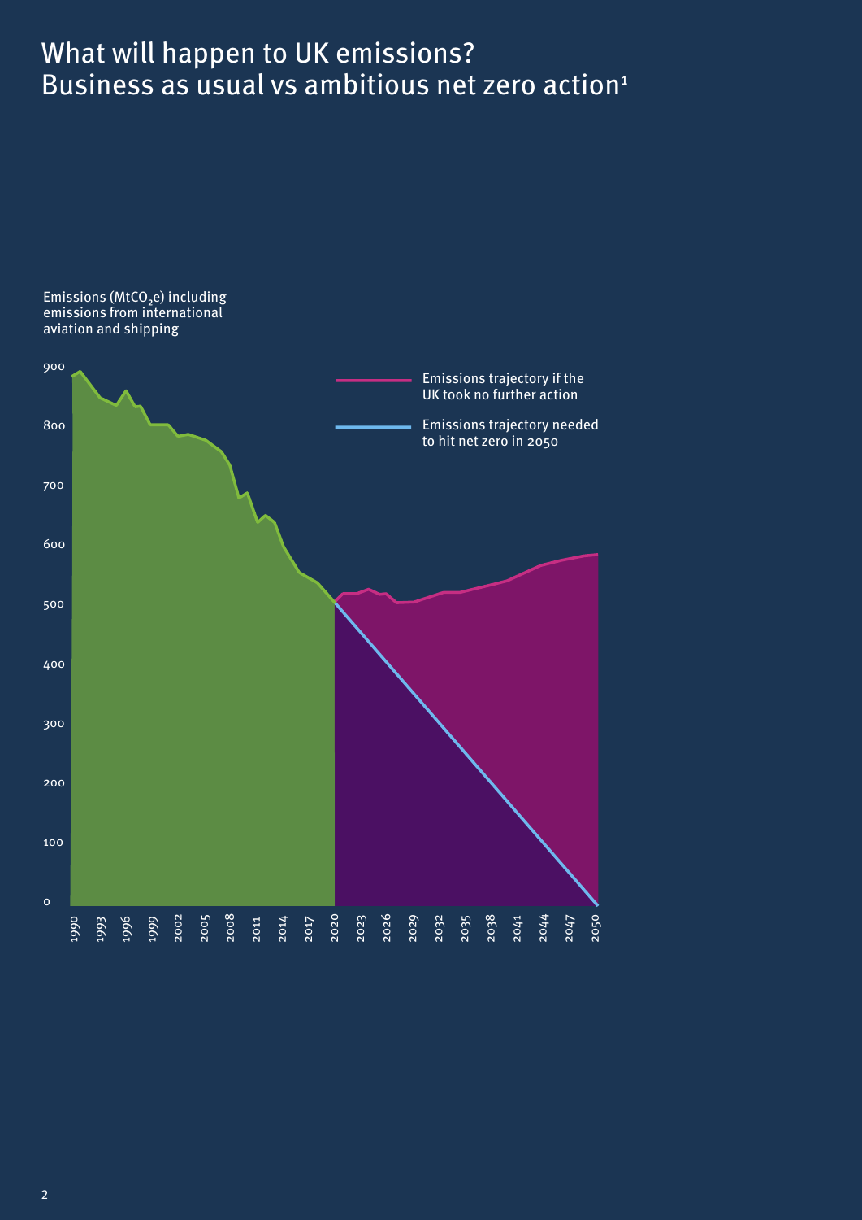# What will happen to UK emissions? Business as usual vs ambitious net zero action[1]

Emissions ($MtCO_2e$) including emissions from international aviation and shipping

900

800

700

600

500

400

300

200

100

0

1990 1993 1996 1999 2002 2005 2008 2011 2014 2017 2020 2023 2026 2029 2032 2035 2038 2041 2044 2047 2050

Emissions trajectory if the UK took no further action

Emissions trajectory needed to hit net zero in 2050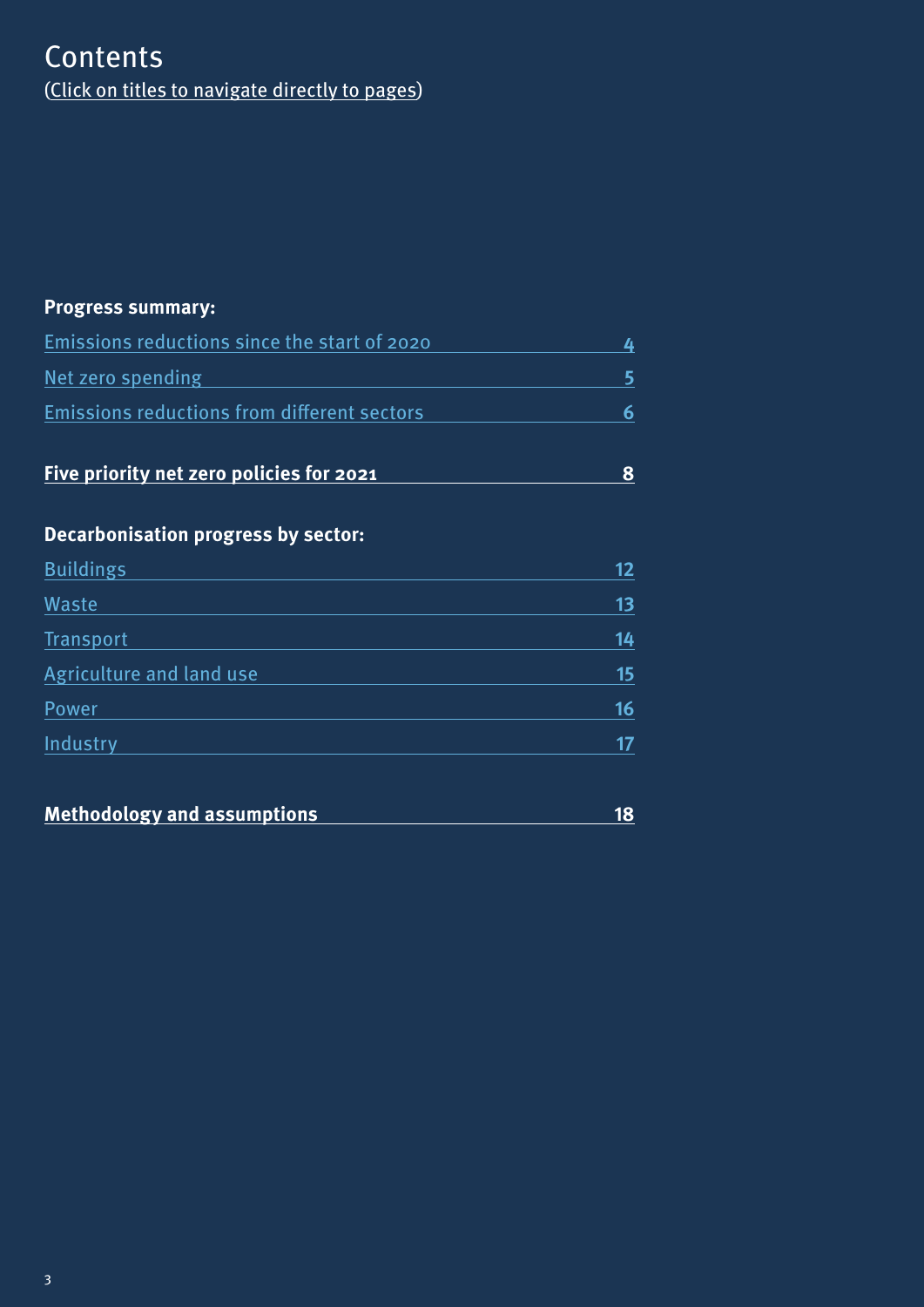# Contents

(Click on titles to navigate directly to pages)

**Progress summary:**

| | |
|---|---|
| Emissions reductions since the start of 2020 | 4 |
| Net zero spending | 5 |
| Emissions reductions from different sectors | 6 |

**Five priority net zero policies for 2021** **8**

**Decarbonisation progress by sector:**

| | |
|---|---|
| Buildings | 12 |
| Waste | 13 |
| Transport | 14 |
| Agriculture and land use | 15 |
| Power | 16 |
| Industry | 17 |

**Methodology and assumptions** **18**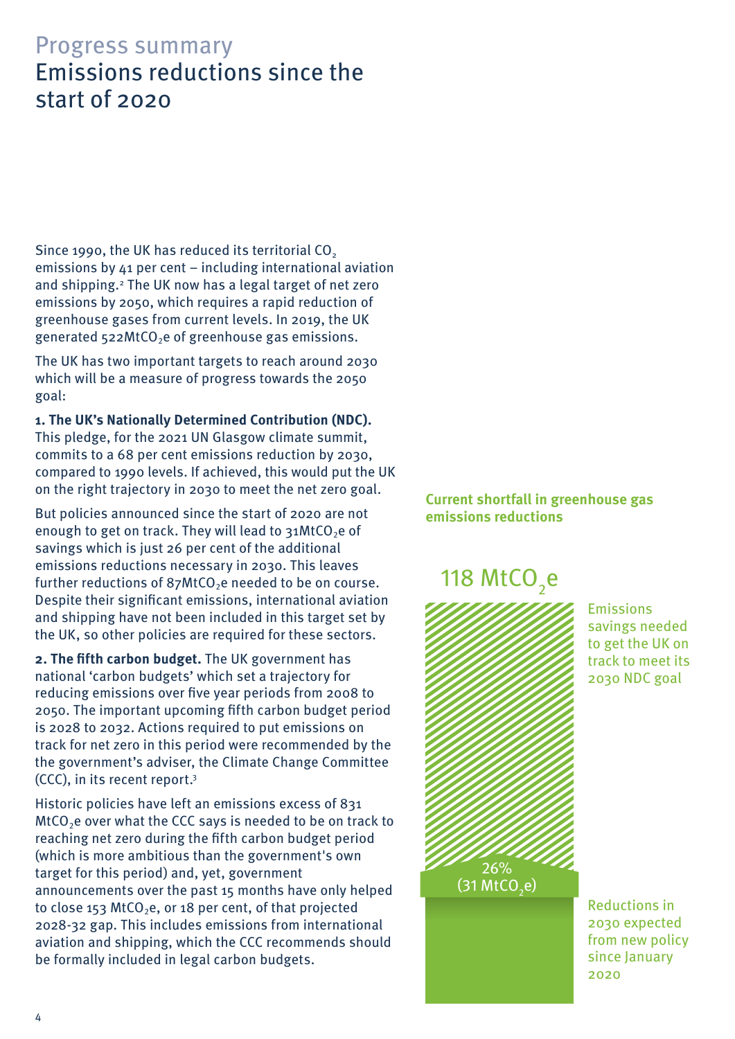# Progress summary

## Emissions reductions since the start of 2020

Since 1990, the UK has reduced its territorial $CO_2$ emissions by 41 per cent – including international aviation and shipping.[2] The UK now has a legal target of net zero emissions by 2050, which requires a rapid reduction of greenhouse gases from current levels. In 2019, the UK generated 522Mt$CO_2$e of greenhouse gas emissions.

The UK has two important targets to reach around 2030 which will be a measure of progress towards the 2050 goal:

**1. The UK's Nationally Determined Contribution (NDC).** This pledge, for the 2021 UN Glasgow climate summit, commits to a 68 per cent emissions reduction by 2030, compared to 1990 levels. If achieved, this would put the UK on the right trajectory in 2030 to meet the net zero goal.

But policies announced since the start of 2020 are not enough to get on track. They will lead to 31Mt$CO_2$e of savings which is just 26 per cent of the additional emissions reductions necessary in 2030. This leaves further reductions of 87Mt$CO_2$e needed to be on course. Despite their significant emissions, international aviation and shipping have not been included in this target set by the UK, so other policies are required for these sectors.

**2. The fifth carbon budget.** The UK government has national 'carbon budgets' which set a trajectory for reducing emissions over five year periods from 2008 to 2050. The important upcoming fifth carbon budget period is 2028 to 2032. Actions required to put emissions on track for net zero in this period were recommended by the the government's adviser, the Climate Change Committee (CCC), in its recent report.[3]

Historic policies have left an emissions excess of 831 Mt$CO_2$e over what the CCC says is needed to be on track to reaching net zero during the fifth carbon budget period (which is more ambitious than the government's own target for this period) and, yet, government announcements over the past 15 months have only helped to close 153 Mt$CO_2$e, or 18 per cent, of that projected 2028-32 gap. This includes emissions from international aviation and shipping, which the CCC recommends should be formally included in legal carbon budgets.

**Current shortfall in greenhouse gas emissions reductions**

118 Mt$CO_2$e

Emissions savings needed to get the UK on track to meet its 2030 NDC goal

26% (31 Mt$CO_2$e)

Reductions in 2030 expected from new policy since January 2020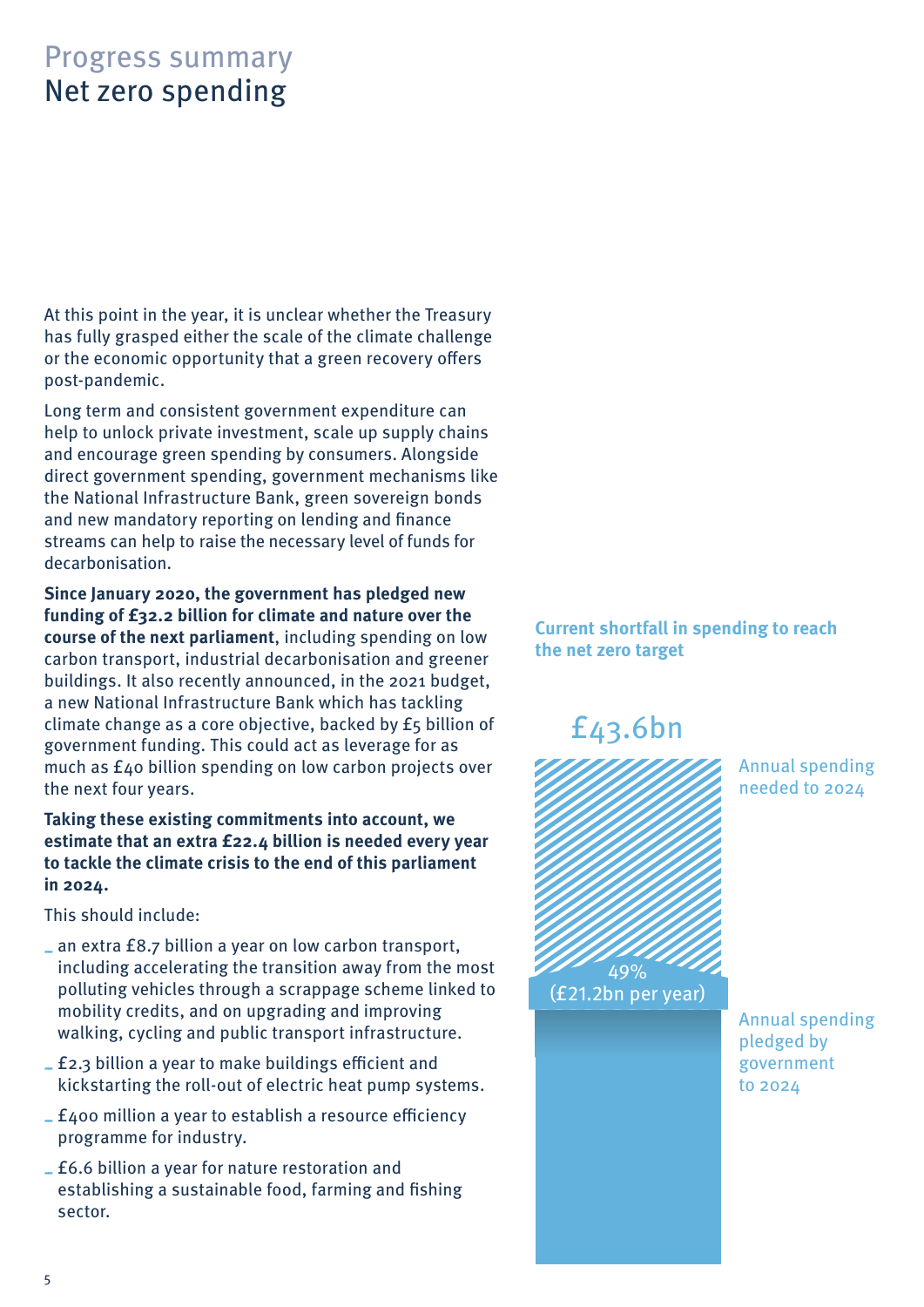# Progress summary
## Net zero spending

At this point in the year, it is unclear whether the Treasury has fully grasped either the scale of the climate challenge or the economic opportunity that a green recovery offers post-pandemic.

Long term and consistent government expenditure can help to unlock private investment, scale up supply chains and encourage green spending by consumers. Alongside direct government spending, government mechanisms like the National Infrastructure Bank, green sovereign bonds and new mandatory reporting on lending and finance streams can help to raise the necessary level of funds for decarbonisation.

**Since January 2020, the government has pledged new funding of £32.2 billion for climate and nature over the course of the next parliament**, including spending on low carbon transport, industrial decarbonisation and greener buildings. It also recently announced, in the 2021 budget, a new National Infrastructure Bank which has tackling climate change as a core objective, backed by £5 billion of government funding. This could act as leverage for as much as £40 billion spending on low carbon projects over the next four years.

**Taking these existing commitments into account, we estimate that an extra £22.4 billion is needed every year to tackle the climate crisis to the end of this parliament in 2024.**

This should include:

- an extra £8.7 billion a year on low carbon transport, including accelerating the transition away from the most polluting vehicles through a scrappage scheme linked to mobility credits, and on upgrading and improving walking, cycling and public transport infrastructure.
- £2.3 billion a year to make buildings efficient and kickstarting the roll-out of electric heat pump systems.
- £400 million a year to establish a resource efficiency programme for industry.
- £6.6 billion a year for nature restoration and establishing a sustainable food, farming and fishing sector.

**Current shortfall in spending to reach the net zero target**

£43.6bn

Annual spending needed to 2024

49%
(£21.2bn per year)

Annual spending pledged by government to 2024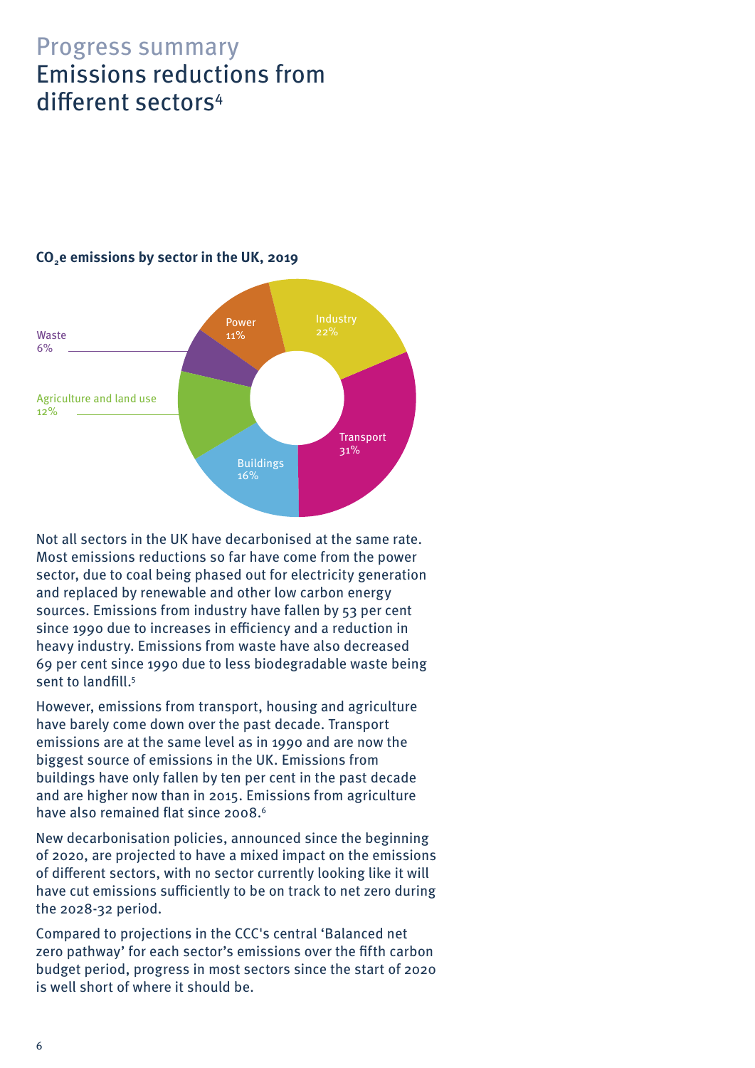# Progress summary

## Emissions reductions from different sectors[4]

**$CO_2$e emissions by sector in the UK, 2019**

Industry 22%
Transport 31%
Buildings 16%
Agriculture and land use 12%
Waste 6%
Power 11%

Not all sectors in the UK have decarbonised at the same rate. Most emissions reductions so far have come from the power sector, due to coal being phased out for electricity generation and replaced by renewable and other low carbon energy sources. Emissions from industry have fallen by 53 per cent since 1990 due to increases in efficiency and a reduction in heavy industry. Emissions from waste have also decreased 69 per cent since 1990 due to less biodegradable waste being sent to landfill.[5]

However, emissions from transport, housing and agriculture have barely come down over the past decade. Transport emissions are at the same level as in 1990 and are now the biggest source of emissions in the UK. Emissions from buildings have only fallen by ten per cent in the past decade and are higher now than in 2015. Emissions from agriculture have also remained flat since 2008.[6]

New decarbonisation policies, announced since the beginning of 2020, are projected to have a mixed impact on the emissions of different sectors, with no sector currently looking like it will have cut emissions sufficiently to be on track to net zero during the 2028-32 period.

Compared to projections in the CCC's central 'Balanced net zero pathway' for each sector's emissions over the fifth carbon budget period, progress in most sectors since the start of 2020 is well short of where it should be.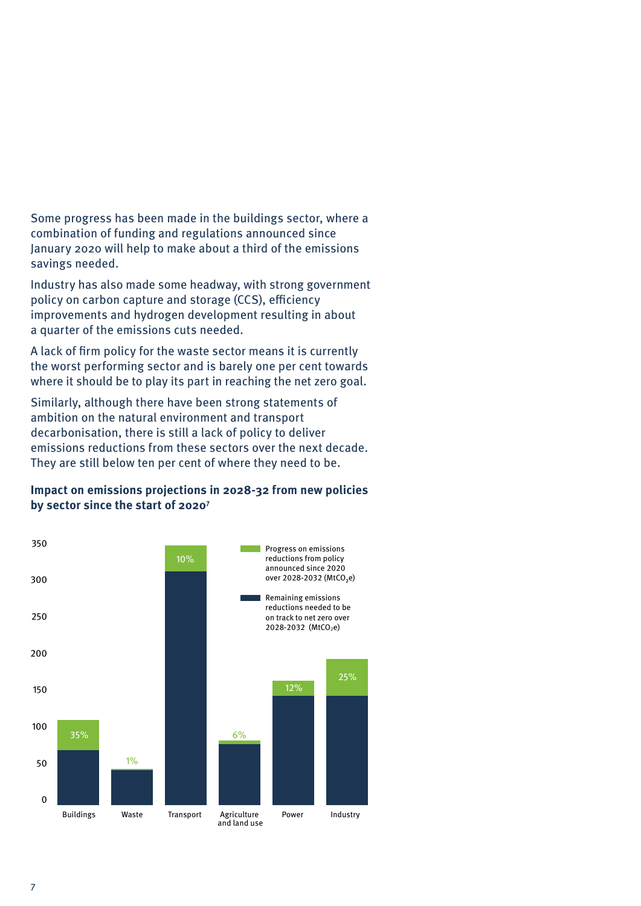Some progress has been made in the buildings sector, where a combination of funding and regulations announced since January 2020 will help to make about a third of the emissions savings needed.

Industry has also made some headway, with strong government policy on carbon capture and storage (CCS), efficiency improvements and hydrogen development resulting in about a quarter of the emissions cuts needed.

A lack of firm policy for the waste sector means it is currently the worst performing sector and is barely one per cent towards where it should be to play its part in reaching the net zero goal.

Similarly, although there have been strong statements of ambition on the natural environment and transport decarbonisation, there is still a lack of policy to deliver emissions reductions from these sectors over the next decade. They are still below ten per cent of where they need to be.

**Impact on emissions projections in 2028-32 from new policies by sector since the start of 2020**[7]

| Sector | Progress on emissions reductions from policy announced since 2020 over 2028-2032 ($MtCO_2e$) |
| --- | --- |
| Buildings | 35% |
| Waste | 1% |
| Transport | 10% |
| Agriculture and land use | 6% |
| Power | 12% |
| Industry | 25% |

Legend:
- Progress on emissions reductions from policy announced since 2020 over 2028-2032 ($MtCO_2e$)
- Remaining emissions reductions needed to be on track to net zero over 2028-2032 ($MtCO_2e$)

Y-axis: 0, 50, 100, 150, 200, 250, 300, 350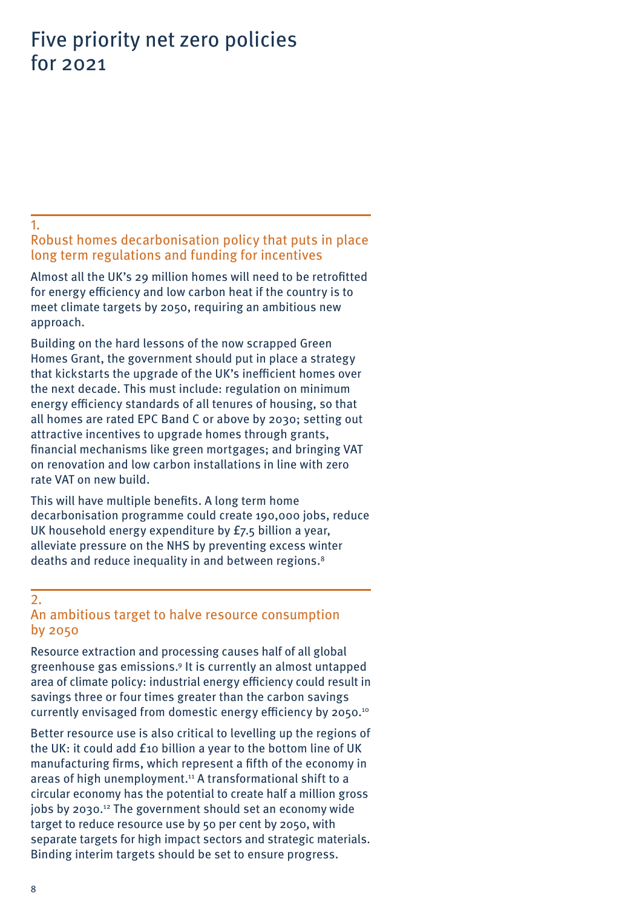# Five priority net zero policies for 2021

## 1. Robust homes decarbonisation policy that puts in place long term regulations and funding for incentives

Almost all the UK's 29 million homes will need to be retrofitted for energy efficiency and low carbon heat if the country is to meet climate targets by 2050, requiring an ambitious new approach.

Building on the hard lessons of the now scrapped Green Homes Grant, the government should put in place a strategy that kickstarts the upgrade of the UK's inefficient homes over the next decade. This must include: regulation on minimum energy efficiency standards of all tenures of housing, so that all homes are rated EPC Band C or above by 2030; setting out attractive incentives to upgrade homes through grants, financial mechanisms like green mortgages; and bringing VAT on renovation and low carbon installations in line with zero rate VAT on new build.

This will have multiple benefits. A long term home decarbonisation programme could create 190,000 jobs, reduce UK household energy expenditure by £7.5 billion a year, alleviate pressure on the NHS by preventing excess winter deaths and reduce inequality in and between regions.[8]

## 2. An ambitious target to halve resource consumption by 2050

Resource extraction and processing causes half of all global greenhouse gas emissions.[9] It is currently an almost untapped area of climate policy: industrial energy efficiency could result in savings three or four times greater than the carbon savings currently envisaged from domestic energy efficiency by 2050.[10]

Better resource use is also critical to levelling up the regions of the UK: it could add £10 billion a year to the bottom line of UK manufacturing firms, which represent a fifth of the economy in areas of high unemployment.[11] A transformational shift to a circular economy has the potential to create half a million gross jobs by 2030.[12] The government should set an economy wide target to reduce resource use by 50 per cent by 2050, with separate targets for high impact sectors and strategic materials. Binding interim targets should be set to ensure progress.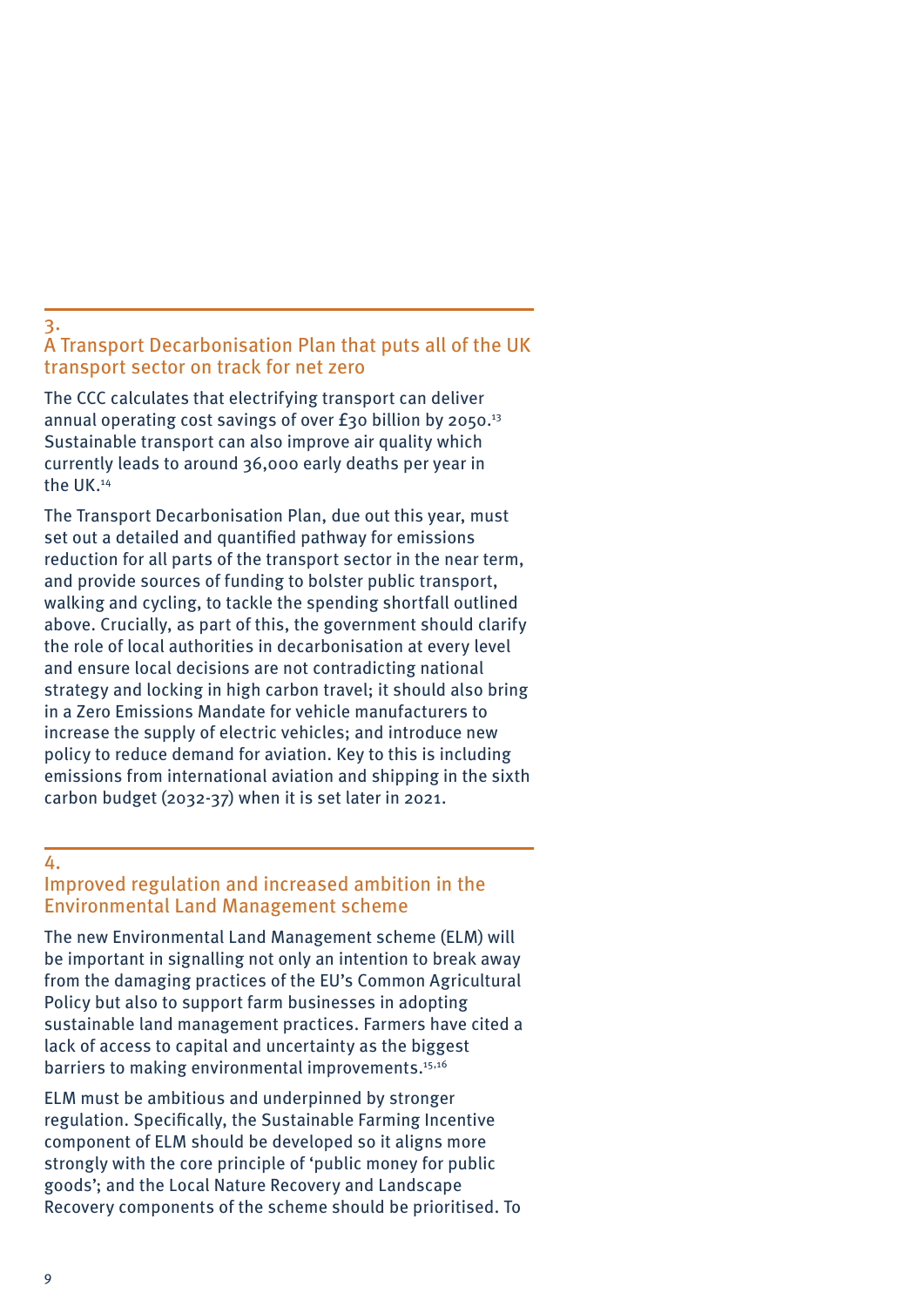## 3. A Transport Decarbonisation Plan that puts all of the UK transport sector on track for net zero

The CCC calculates that electrifying transport can deliver annual operating cost savings of over £30 billion by 2050.[13] Sustainable transport can also improve air quality which currently leads to around 36,000 early deaths per year in the UK.[14]

The Transport Decarbonisation Plan, due out this year, must set out a detailed and quantified pathway for emissions reduction for all parts of the transport sector in the near term, and provide sources of funding to bolster public transport, walking and cycling, to tackle the spending shortfall outlined above. Crucially, as part of this, the government should clarify the role of local authorities in decarbonisation at every level and ensure local decisions are not contradicting national strategy and locking in high carbon travel; it should also bring in a Zero Emissions Mandate for vehicle manufacturers to increase the supply of electric vehicles; and introduce new policy to reduce demand for aviation. Key to this is including emissions from international aviation and shipping in the sixth carbon budget (2032-37) when it is set later in 2021.

## 4. Improved regulation and increased ambition in the Environmental Land Management scheme

The new Environmental Land Management scheme (ELM) will be important in signalling not only an intention to break away from the damaging practices of the EU's Common Agricultural Policy but also to support farm businesses in adopting sustainable land management practices. Farmers have cited a lack of access to capital and uncertainty as the biggest barriers to making environmental improvements.[15,16]

ELM must be ambitious and underpinned by stronger regulation. Specifically, the Sustainable Farming Incentive component of ELM should be developed so it aligns more strongly with the core principle of 'public money for public goods'; and the Local Nature Recovery and Landscape Recovery components of the scheme should be prioritised. To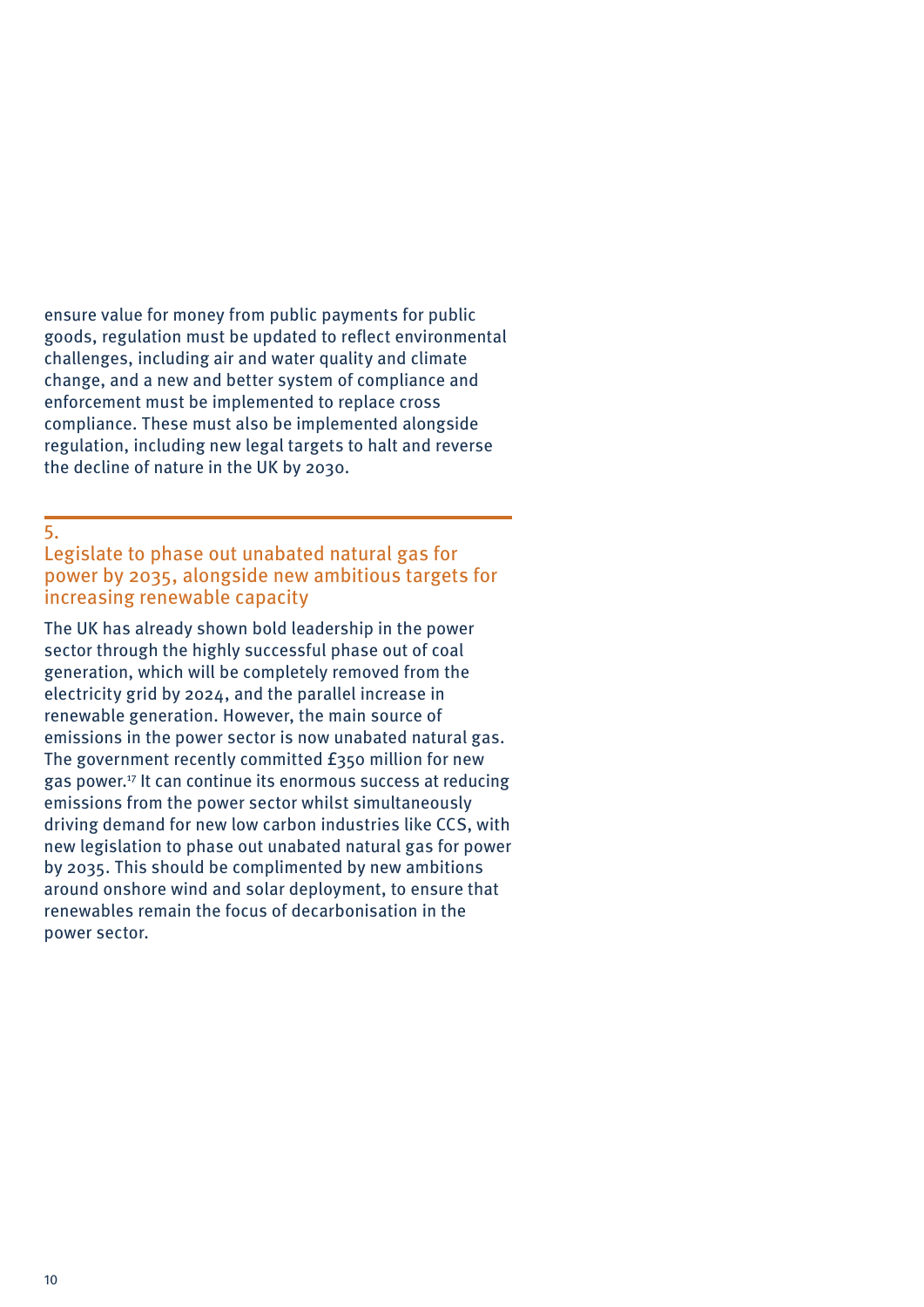ensure value for money from public payments for public goods, regulation must be updated to reflect environmental challenges, including air and water quality and climate change, and a new and better system of compliance and enforcement must be implemented to replace cross compliance. These must also be implemented alongside regulation, including new legal targets to halt and reverse the decline of nature in the UK by 2030.

## 5. Legislate to phase out unabated natural gas for power by 2035, alongside new ambitious targets for increasing renewable capacity

The UK has already shown bold leadership in the power sector through the highly successful phase out of coal generation, which will be completely removed from the electricity grid by 2024, and the parallel increase in renewable generation. However, the main source of emissions in the power sector is now unabated natural gas. The government recently committed £350 million for new gas power.[17] It can continue its enormous success at reducing emissions from the power sector whilst simultaneously driving demand for new low carbon industries like CCS, with new legislation to phase out unabated natural gas for power by 2035. This should be complimented by new ambitions around onshore wind and solar deployment, to ensure that renewables remain the focus of decarbonisation in the power sector.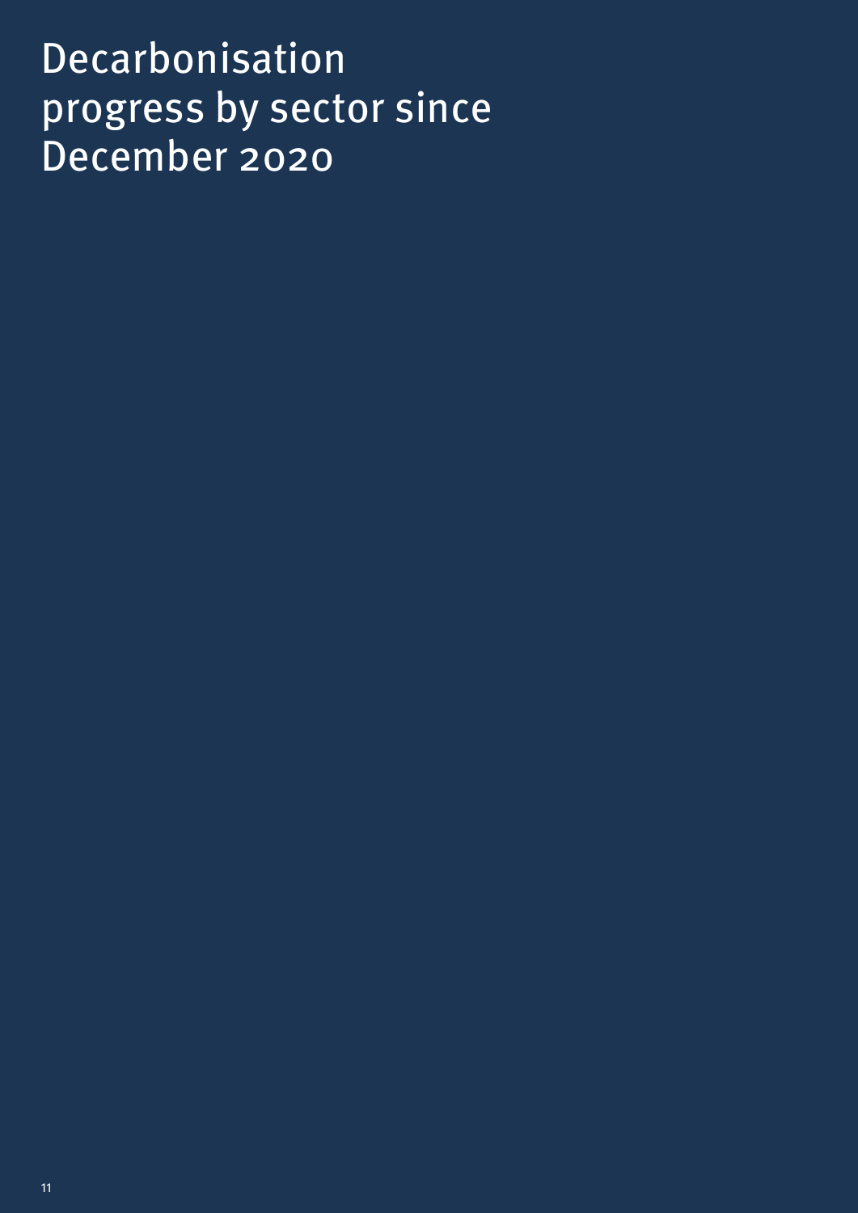# Decarbonisation progress by sector since December 2020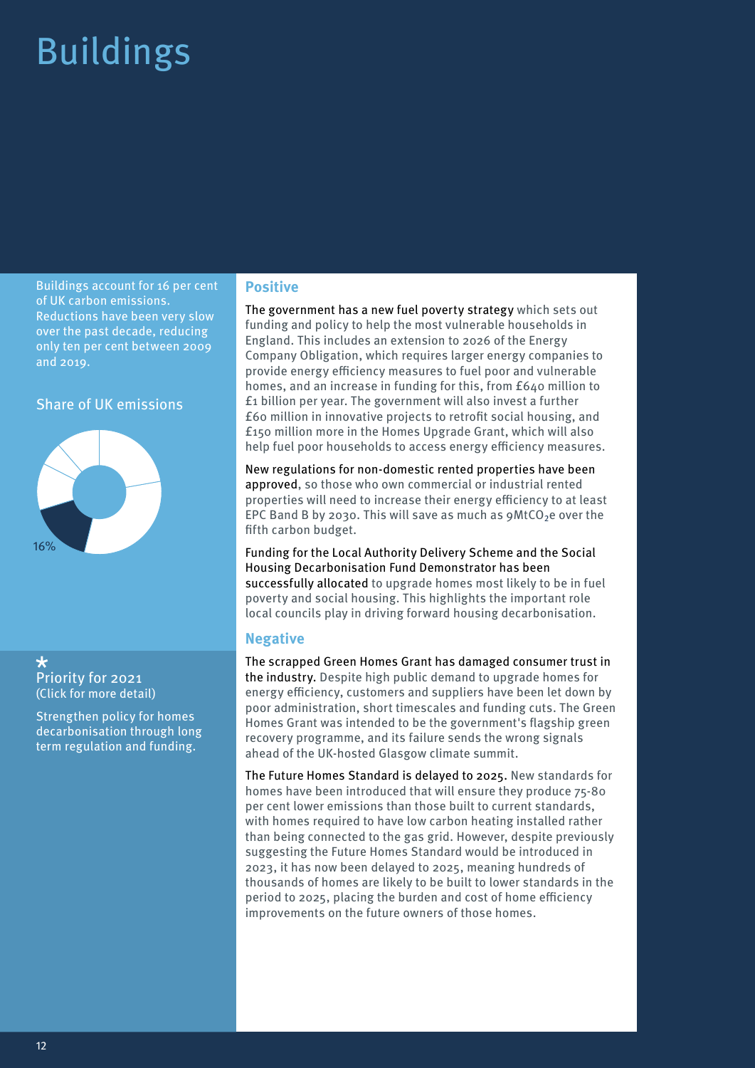# Buildings

Buildings account for 16 per cent of UK carbon emissions. Reductions have been very slow over the past decade, reducing only ten per cent between 2009 and 2019.

Share of UK emissions

16%

★
Priority for 2021
(Click for more detail)

Strengthen policy for homes decarbonisation through long term regulation and funding.

## Positive

**The government has a new fuel poverty strategy** which sets out funding and policy to help the most vulnerable households in England. This includes an extension to 2026 of the Energy Company Obligation, which requires larger energy companies to provide energy efficiency measures to fuel poor and vulnerable homes, and an increase in funding for this, from £640 million to £1 billion per year. The government will also invest a further £60 million in innovative projects to retrofit social housing, and £150 million more in the Homes Upgrade Grant, which will also help fuel poor households to access energy efficiency measures.

**New regulations for non-domestic rented properties have been approved**, so those who own commercial or industrial rented properties will need to increase their energy efficiency to at least EPC Band B by 2030. This will save as much as 9Mt$CO_2$e over the fifth carbon budget.

**Funding for the Local Authority Delivery Scheme and the Social Housing Decarbonisation Fund Demonstrator has been successfully allocated** to upgrade homes most likely to be in fuel poverty and social housing. This highlights the important role local councils play in driving forward housing decarbonisation.

## Negative

**The scrapped Green Homes Grant has damaged consumer trust in the industry.** Despite high public demand to upgrade homes for energy efficiency, customers and suppliers have been let down by poor administration, short timescales and funding cuts. The Green Homes Grant was intended to be the government's flagship green recovery programme, and its failure sends the wrong signals ahead of the UK-hosted Glasgow climate summit.

**The Future Homes Standard is delayed to 2025.** New standards for homes have been introduced that will ensure they produce 75-80 per cent lower emissions than those built to current standards, with homes required to have low carbon heating installed rather than being connected to the gas grid. However, despite previously suggesting the Future Homes Standard would be introduced in 2023, it has now been delayed to 2025, meaning hundreds of thousands of homes are likely to be built to lower standards in the period to 2025, placing the burden and cost of home efficiency improvements on the future owners of those homes.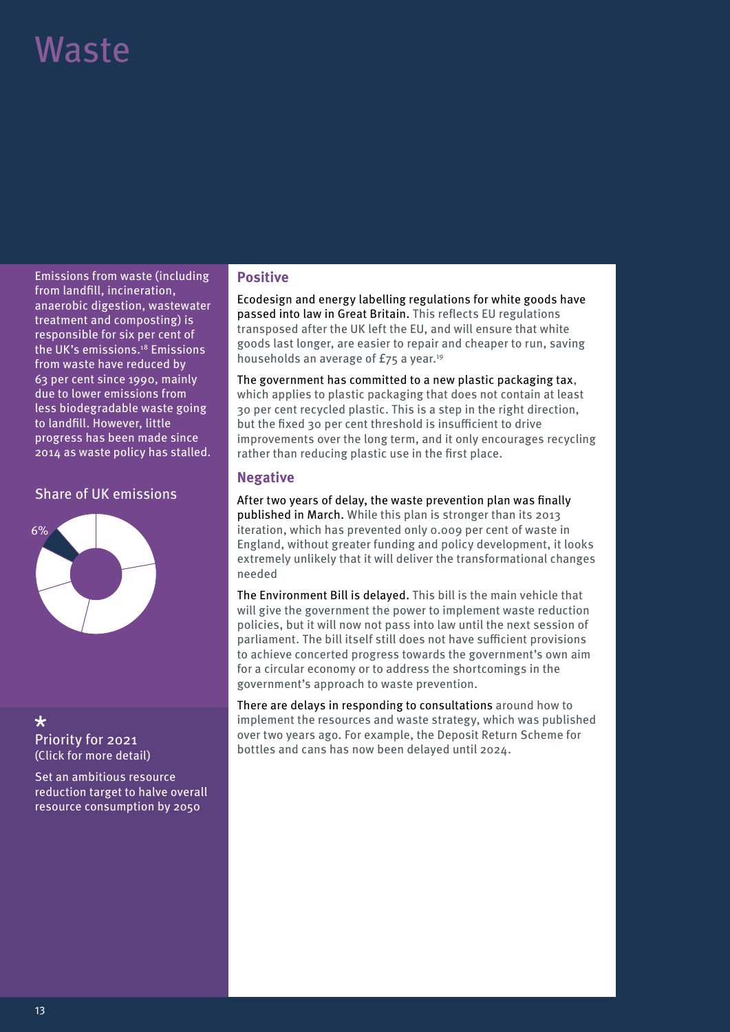# Waste

Emissions from waste (including from landfill, incineration, anaerobic digestion, wastewater treatment and composting) is responsible for six per cent of the UK's emissions.[18] Emissions from waste have reduced by 63 per cent since 1990, mainly due to lower emissions from less biodegradable waste going to landfill. However, little progress has been made since 2014 as waste policy has stalled.

Share of UK emissions

6%

*

Priority for 2021
(Click for more detail)

Set an ambitious resource reduction target to halve overall resource consumption by 2050

## Positive

Ecodesign and energy labelling regulations for white goods have passed into law in Great Britain. This reflects EU regulations transposed after the UK left the EU, and will ensure that white goods last longer, are easier to repair and cheaper to run, saving households an average of £75 a year.[19]

The government has committed to a new plastic packaging tax, which applies to plastic packaging that does not contain at least 30 per cent recycled plastic. This is a step in the right direction, but the fixed 30 per cent threshold is insufficient to drive improvements over the long term, and it only encourages recycling rather than reducing plastic use in the first place.

## Negative

After two years of delay, the waste prevention plan was finally published in March. While this plan is stronger than its 2013 iteration, which has prevented only 0.009 per cent of waste in England, without greater funding and policy development, it looks extremely unlikely that it will deliver the transformational changes needed

The Environment Bill is delayed. This bill is the main vehicle that will give the government the power to implement waste reduction policies, but it will now not pass into law until the next session of parliament. The bill itself still does not have sufficient provisions to achieve concerted progress towards the government's own aim for a circular economy or to address the shortcomings in the government's approach to waste prevention.

There are delays in responding to consultations around how to implement the resources and waste strategy, which was published over two years ago. For example, the Deposit Return Scheme for bottles and cans has now been delayed until 2024.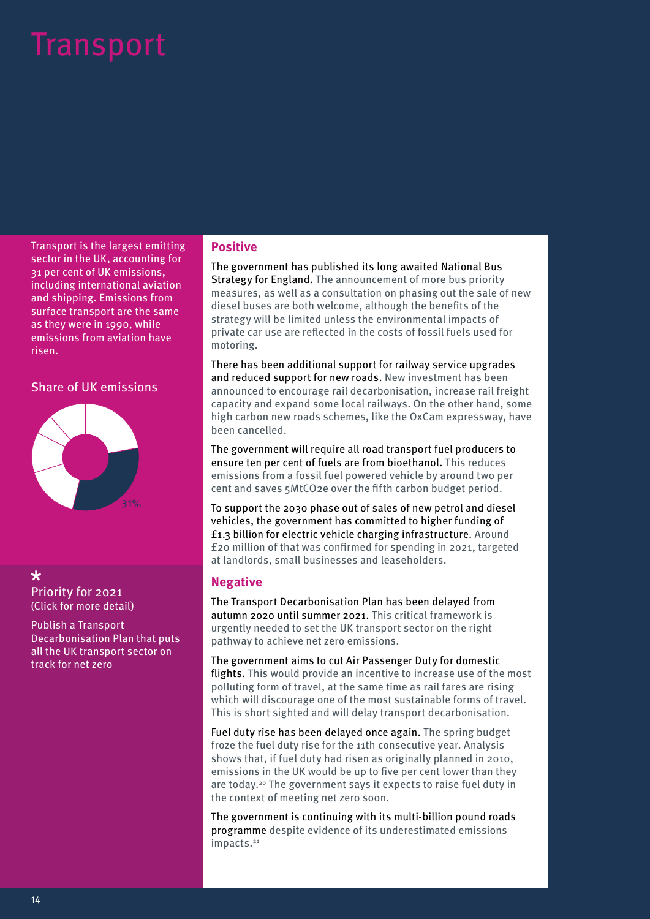# Transport

Transport is the largest emitting sector in the UK, accounting for 31 per cent of UK emissions, including international aviation and shipping. Emissions from surface transport are the same as they were in 1990, while emissions from aviation have risen.

Share of UK emissions

31%

*
Priority for 2021
(Click for more detail)

Publish a Transport Decarbonisation Plan that puts all the UK transport sector on track for net zero

## Positive

The government has published its long awaited National Bus Strategy for England. The announcement of more bus priority measures, as well as a consultation on phasing out the sale of new diesel buses are both welcome, although the benefits of the strategy will be limited unless the environmental impacts of private car use are reflected in the costs of fossil fuels used for motoring.

There has been additional support for railway service upgrades and reduced support for new roads. New investment has been announced to encourage rail decarbonisation, increase rail freight capacity and expand some local railways. On the other hand, some high carbon new roads schemes, like the OxCam expressway, have been cancelled.

The government will require all road transport fuel producers to ensure ten per cent of fuels are from bioethanol. This reduces emissions from a fossil fuel powered vehicle by around two per cent and saves 5MtCO2e over the fifth carbon budget period.

To support the 2030 phase out of sales of new petrol and diesel vehicles, the government has committed to higher funding of £1.3 billion for electric vehicle charging infrastructure. Around £20 million of that was confirmed for spending in 2021, targeted at landlords, small businesses and leaseholders.

## Negative

The Transport Decarbonisation Plan has been delayed from autumn 2020 until summer 2021. This critical framework is urgently needed to set the UK transport sector on the right pathway to achieve net zero emissions.

The government aims to cut Air Passenger Duty for domestic flights. This would provide an incentive to increase use of the most polluting form of travel, at the same time as rail fares are rising which will discourage one of the most sustainable forms of travel. This is short sighted and will delay transport decarbonisation.

Fuel duty rise has been delayed once again. The spring budget froze the fuel duty rise for the 11th consecutive year. Analysis shows that, if fuel duty had risen as originally planned in 2010, emissions in the UK would be up to five per cent lower than they are today.[20] The government says it expects to raise fuel duty in the context of meeting net zero soon.

The government is continuing with its multi-billion pound roads programme despite evidence of its underestimated emissions impacts.[21]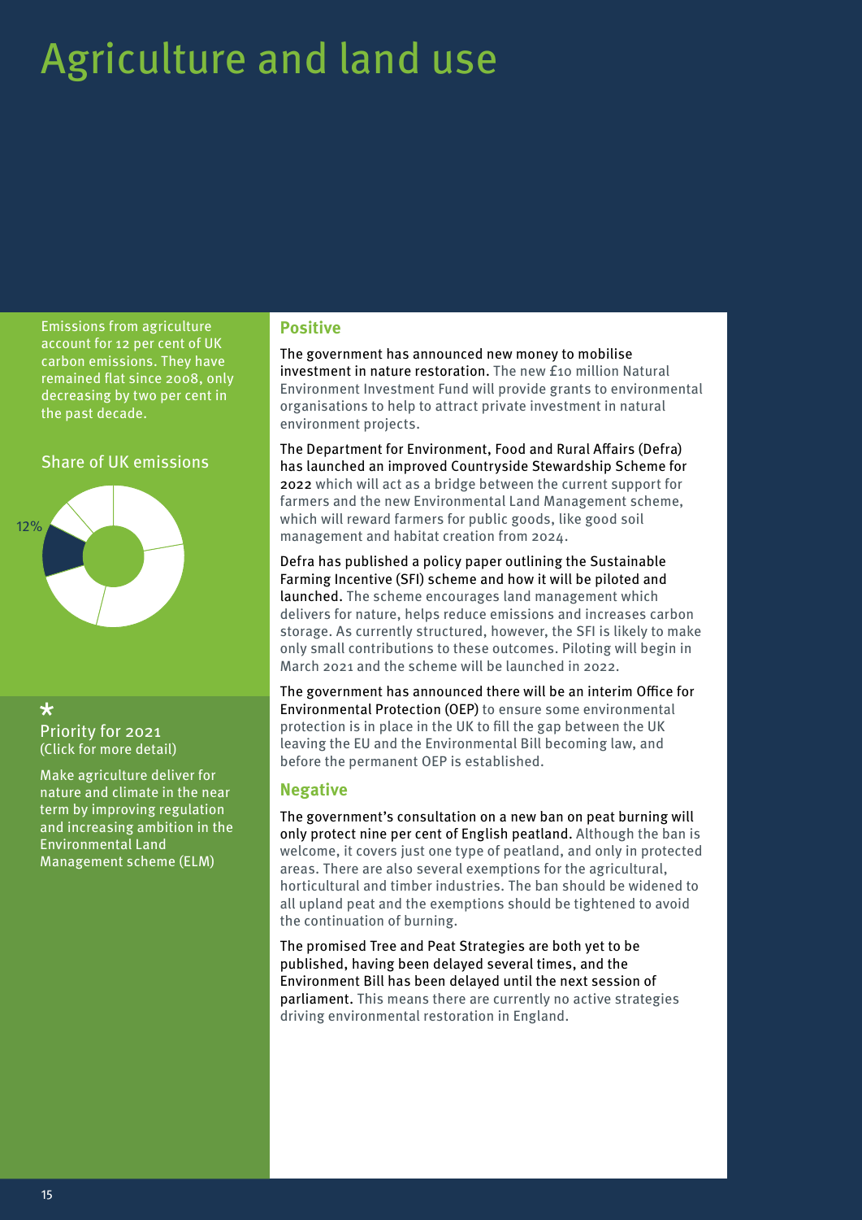# Agriculture and land use

Emissions from agriculture account for 12 per cent of UK carbon emissions. They have remained flat since 2008, only decreasing by two per cent in the past decade.

Share of UK emissions

12%

*

Priority for 2021
(Click for more detail)

Make agriculture deliver for nature and climate in the near term by improving regulation and increasing ambition in the Environmental Land Management scheme (ELM)

## Positive

**The government has announced new money to mobilise investment in nature restoration.** The new £10 million Natural Environment Investment Fund will provide grants to environmental organisations to help to attract private investment in natural environment projects.

**The Department for Environment, Food and Rural Affairs (Defra) has launched an improved Countryside Stewardship Scheme for 2022** which will act as a bridge between the current support for farmers and the new Environmental Land Management scheme, which will reward farmers for public goods, like good soil management and habitat creation from 2024.

**Defra has published a policy paper outlining the Sustainable Farming Incentive (SFI) scheme and how it will be piloted and launched.** The scheme encourages land management which delivers for nature, helps reduce emissions and increases carbon storage. As currently structured, however, the SFI is likely to make only small contributions to these outcomes. Piloting will begin in March 2021 and the scheme will be launched in 2022.

**The government has announced there will be an interim Office for Environmental Protection (OEP)** to ensure some environmental protection is in place in the UK to fill the gap between the UK leaving the EU and the Environmental Bill becoming law, and before the permanent OEP is established.

## Negative

**The government's consultation on a new ban on peat burning will only protect nine per cent of English peatland.** Although the ban is welcome, it covers just one type of peatland, and only in protected areas. There are also several exemptions for the agricultural, horticultural and timber industries. The ban should be widened to all upland peat and the exemptions should be tightened to avoid the continuation of burning.

**The promised Tree and Peat Strategies are both yet to be published, having been delayed several times, and the Environment Bill has been delayed until the next session of parliament.** This means there are currently no active strategies driving environmental restoration in England.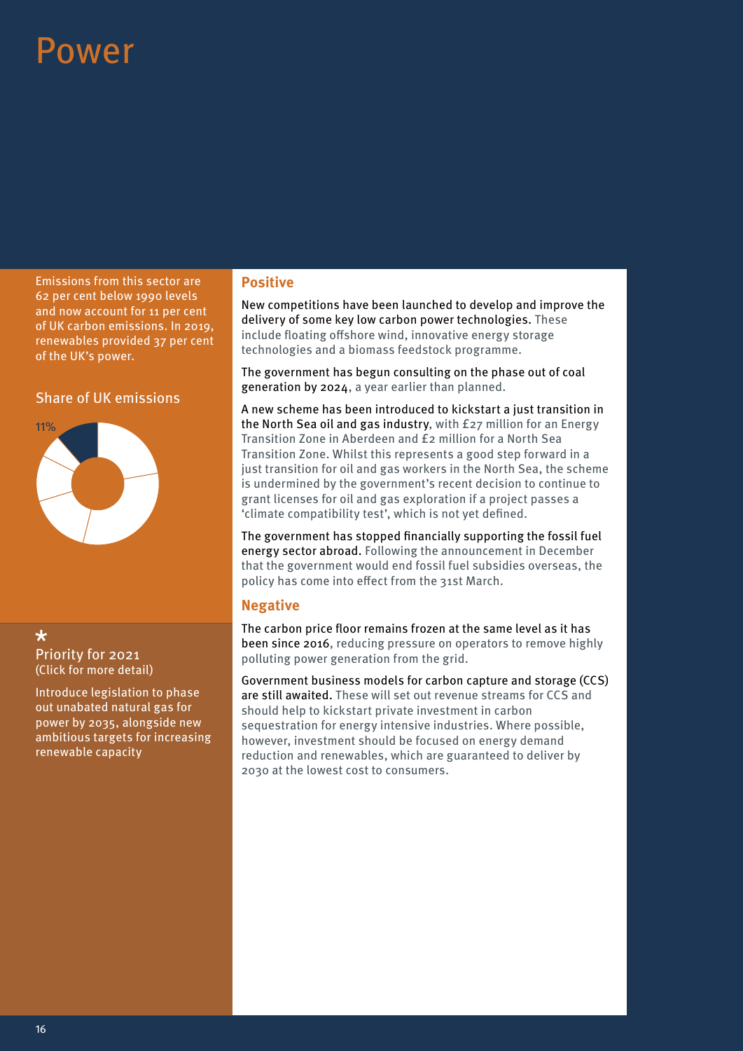# Power

Emissions from this sector are 62 per cent below 1990 levels and now account for 11 per cent of UK carbon emissions. In 2019, renewables provided 37 per cent of the UK's power.

Share of UK emissions

11%

*
Priority for 2021
(Click for more detail)

Introduce legislation to phase out unabated natural gas for power by 2035, alongside new ambitious targets for increasing renewable capacity

## Positive

New competitions have been launched to develop and improve the delivery of some key low carbon power technologies. These include floating offshore wind, innovative energy storage technologies and a biomass feedstock programme.

The government has begun consulting on the phase out of coal generation by 2024, a year earlier than planned.

A new scheme has been introduced to kickstart a just transition in the North Sea oil and gas industry, with £27 million for an Energy Transition Zone in Aberdeen and £2 million for a North Sea Transition Zone. Whilst this represents a good step forward in a just transition for oil and gas workers in the North Sea, the scheme is undermined by the government's recent decision to continue to grant licenses for oil and gas exploration if a project passes a 'climate compatibility test', which is not yet defined.

The government has stopped financially supporting the fossil fuel energy sector abroad. Following the announcement in December that the government would end fossil fuel subsidies overseas, the policy has come into effect from the 31st March.

## Negative

The carbon price floor remains frozen at the same level as it has been since 2016, reducing pressure on operators to remove highly polluting power generation from the grid.

Government business models for carbon capture and storage (CCS) are still awaited. These will set out revenue streams for CCS and should help to kickstart private investment in carbon sequestration for energy intensive industries. Where possible, however, investment should be focused on energy demand reduction and renewables, which are guaranteed to deliver by 2030 at the lowest cost to consumers.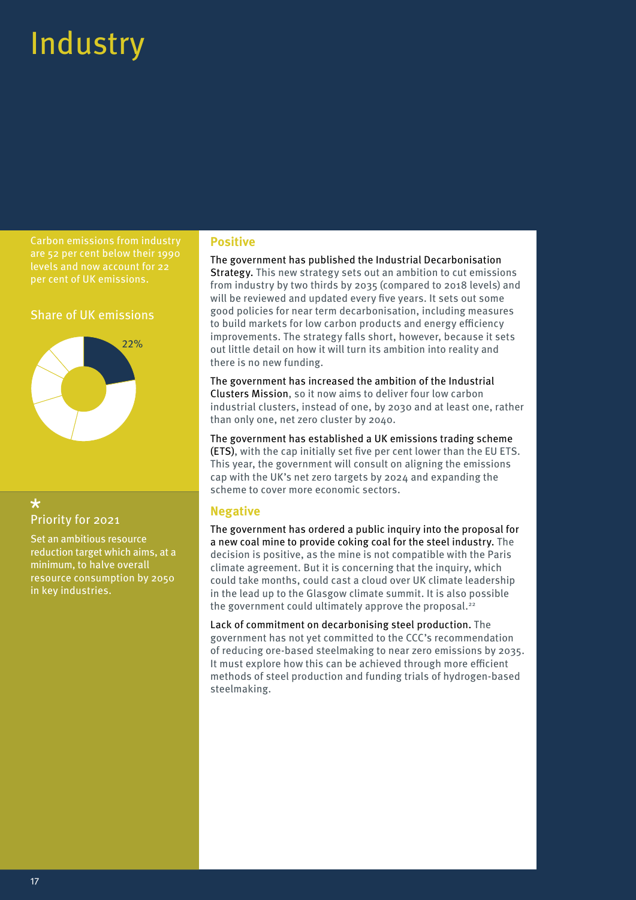# Industry

Carbon emissions from industry are 52 per cent below their 1990 levels and now account for 22 per cent of UK emissions.

Share of UK emissions

22%

*

Priority for 2021

Set an ambitious resource reduction target which aims, at a minimum, to halve overall resource consumption by 2050 in key industries.

## Positive

The government has published the Industrial Decarbonisation Strategy. This new strategy sets out an ambition to cut emissions from industry by two thirds by 2035 (compared to 2018 levels) and will be reviewed and updated every five years. It sets out some good policies for near term decarbonisation, including measures to build markets for low carbon products and energy efficiency improvements. The strategy falls short, however, because it sets out little detail on how it will turn its ambition into reality and there is no new funding.

The government has increased the ambition of the Industrial Clusters Mission, so it now aims to deliver four low carbon industrial clusters, instead of one, by 2030 and at least one, rather than only one, net zero cluster by 2040.

The government has established a UK emissions trading scheme (ETS), with the cap initially set five per cent lower than the EU ETS. This year, the government will consult on aligning the emissions cap with the UK's net zero targets by 2024 and expanding the scheme to cover more economic sectors.

## Negative

The government has ordered a public inquiry into the proposal for a new coal mine to provide coking coal for the steel industry. The decision is positive, as the mine is not compatible with the Paris climate agreement. But it is concerning that the inquiry, which could take months, could cast a cloud over UK climate leadership in the lead up to the Glasgow climate summit. It is also possible the government could ultimately approve the proposal.[22]

Lack of commitment on decarbonising steel production. The government has not yet committed to the CCC's recommendation of reducing ore-based steelmaking to near zero emissions by 2035. It must explore how this can be achieved through more efficient methods of steel production and funding trials of hydrogen-based steelmaking.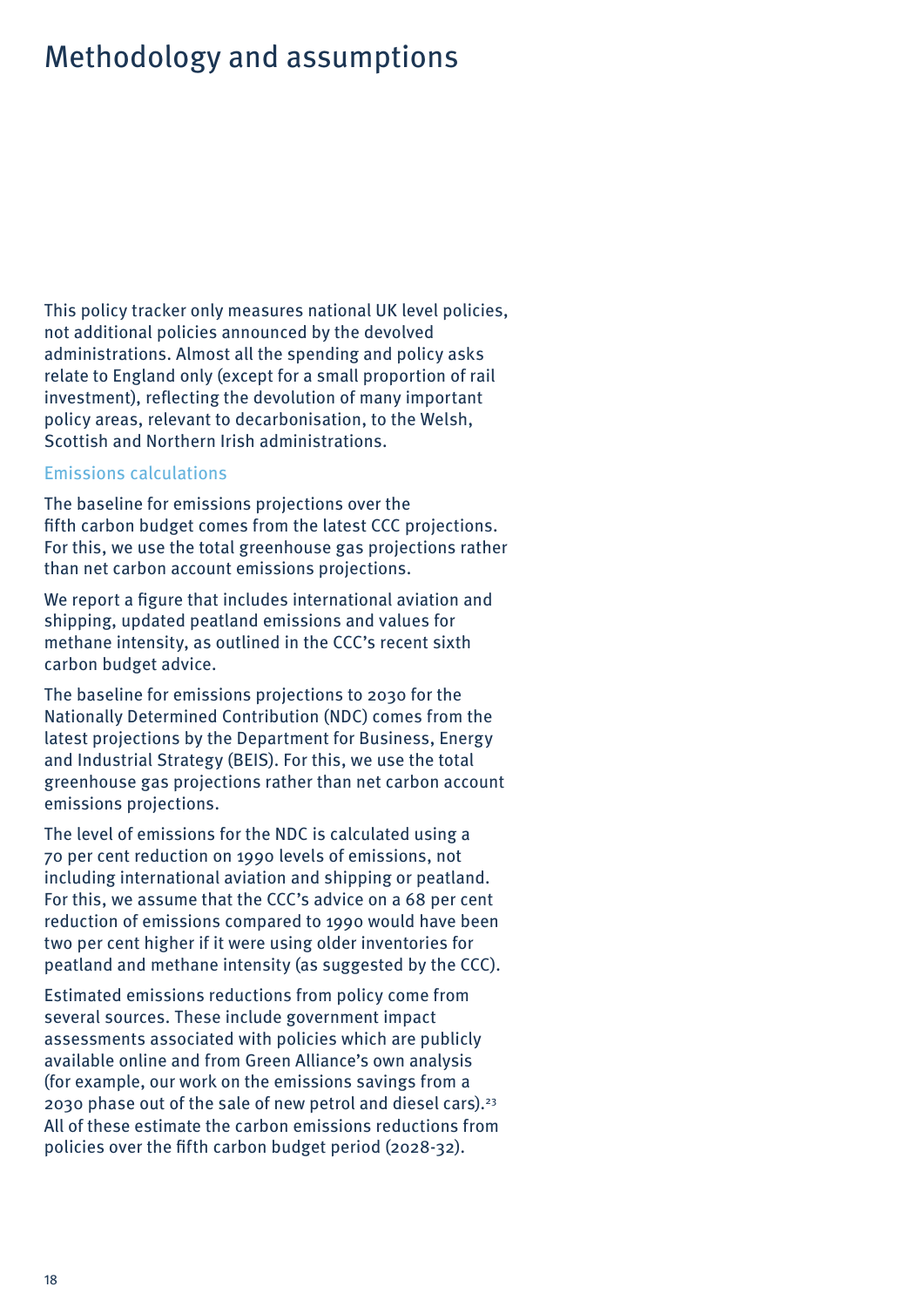# Methodology and assumptions

This policy tracker only measures national UK level policies, not additional policies announced by the devolved administrations. Almost all the spending and policy asks relate to England only (except for a small proportion of rail investment), reflecting the devolution of many important policy areas, relevant to decarbonisation, to the Welsh, Scottish and Northern Irish administrations.

## Emissions calculations

The baseline for emissions projections over the fifth carbon budget comes from the latest CCC projections. For this, we use the total greenhouse gas projections rather than net carbon account emissions projections.

We report a figure that includes international aviation and shipping, updated peatland emissions and values for methane intensity, as outlined in the CCC's recent sixth carbon budget advice.

The baseline for emissions projections to 2030 for the Nationally Determined Contribution (NDC) comes from the latest projections by the Department for Business, Energy and Industrial Strategy (BEIS). For this, we use the total greenhouse gas projections rather than net carbon account emissions projections.

The level of emissions for the NDC is calculated using a 70 per cent reduction on 1990 levels of emissions, not including international aviation and shipping or peatland. For this, we assume that the CCC's advice on a 68 per cent reduction of emissions compared to 1990 would have been two per cent higher if it were using older inventories for peatland and methane intensity (as suggested by the CCC).

Estimated emissions reductions from policy come from several sources. These include government impact assessments associated with policies which are publicly available online and from Green Alliance's own analysis (for example, our work on the emissions savings from a 2030 phase out of the sale of new petrol and diesel cars).[23] All of these estimate the carbon emissions reductions from policies over the fifth carbon budget period (2028-32).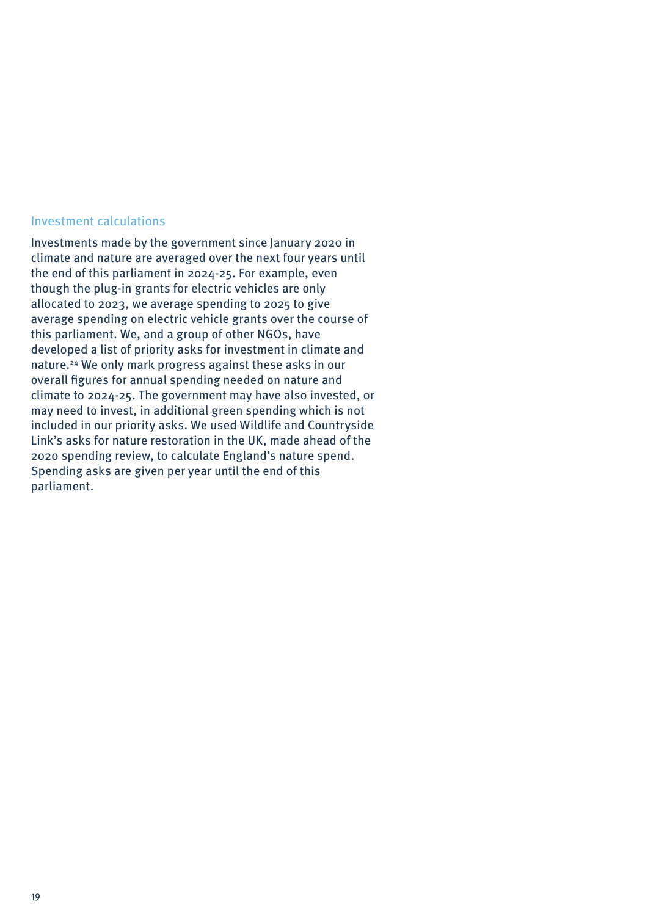## Investment calculations

Investments made by the government since January 2020 in climate and nature are averaged over the next four years until the end of this parliament in 2024-25. For example, even though the plug-in grants for electric vehicles are only allocated to 2023, we average spending to 2025 to give average spending on electric vehicle grants over the course of this parliament. We, and a group of other NGOs, have developed a list of priority asks for investment in climate and nature.[24] We only mark progress against these asks in our overall figures for annual spending needed on nature and climate to 2024-25. The government may have also invested, or may need to invest, in additional green spending which is not included in our priority asks. We used Wildlife and Countryside Link's asks for nature restoration in the UK, made ahead of the 2020 spending review, to calculate England's nature spend. Spending asks are given per year until the end of this parliament.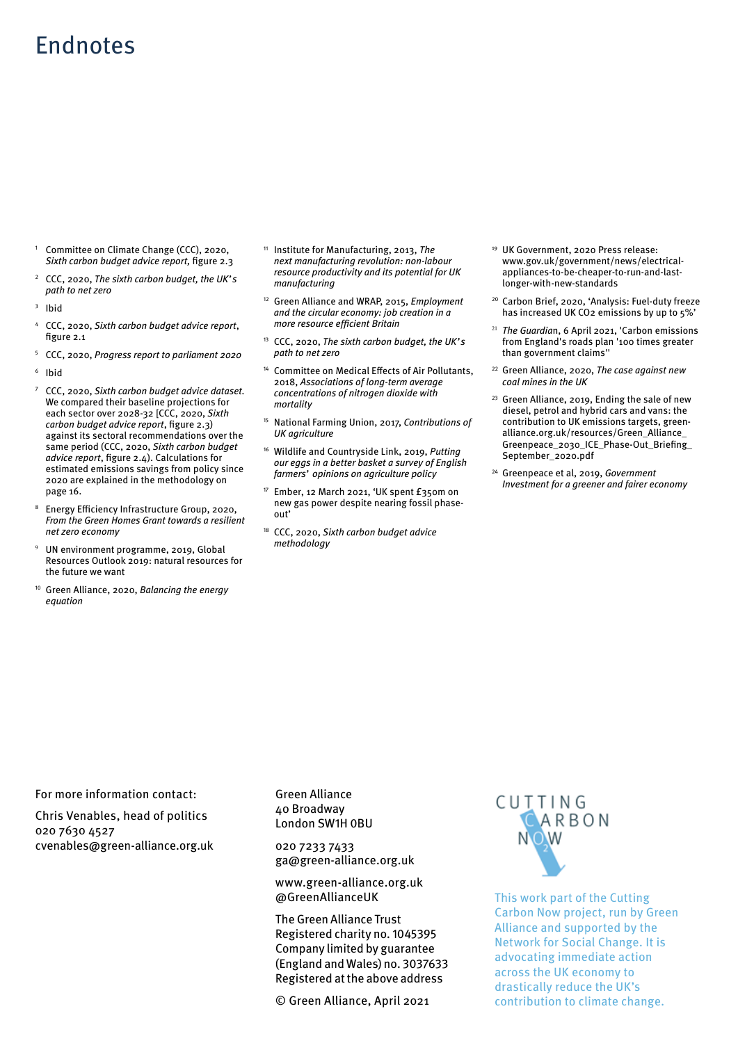# Endnotes

1. Committee on Climate Change (CCC), 2020, *Sixth carbon budget advice report,* figure 2.3
2. CCC, 2020, *The sixth carbon budget, the UK's path to net zero*
3. Ibid
4. CCC, 2020, *Sixth carbon budget advice report*, figure 2.1
5. CCC, 2020, *Progress report to parliament 2020*
6. Ibid
7. CCC, 2020, *Sixth carbon budget advice dataset.* We compared their baseline projections for each sector over 2028-32 [CCC, 2020, *Sixth carbon budget advice report*, figure 2.3) against its sectoral recommendations over the same period (CCC, 2020, *Sixth carbon budget advice report*, figure 2.4). Calculations for estimated emissions savings from policy since 2020 are explained in the methodology on page 16.
8. Energy Efficiency Infrastructure Group, 2020, *From the Green Homes Grant towards a resilient net zero economy*
9. UN environment programme, 2019, Global Resources Outlook 2019: natural resources for the future we want
10. Green Alliance, 2020, *Balancing the energy equation*
11. Institute for Manufacturing, 2013, *The next manufacturing revolution: non-labour resource productivity and its potential for UK manufacturing*
12. Green Alliance and WRAP, 2015, *Employment and the circular economy: job creation in a more resource efficient Britain*
13. CCC, 2020, *The sixth carbon budget, the UK's path to net zero*
14. Committee on Medical Effects of Air Pollutants, 2018, *Associations of long-term average concentrations of nitrogen dioxide with mortality*
15. National Farming Union, 2017, *Contributions of UK agriculture*
16. Wildlife and Countryside Link, 2019, *Putting our eggs in a better basket a survey of English farmers' opinions on agriculture policy*
17. Ember, 12 March 2021, 'UK spent £350m on new gas power despite nearing fossil phase-out'
18. CCC, 2020, *Sixth carbon budget advice methodology*
19. UK Government, 2020 Press release: www.gov.uk/government/news/electrical-appliances-to-be-cheaper-to-run-and-last-longer-with-new-standards
20. Carbon Brief, 2020, 'Analysis: Fuel-duty freeze has increased UK CO2 emissions by up to 5%'
21. *The Guardian*, 6 April 2021, 'Carbon emissions from England's roads plan '100 times greater than government claims''
22. Green Alliance, 2020, *The case against new coal mines in the UK*
23. Green Alliance, 2019, Ending the sale of new diesel, petrol and hybrid cars and vans: the contribution to UK emissions targets, green-alliance.org.uk/resources/Green_Alliance_Greenpeace_2030_ICE_Phase-Out_Briefing_September_2020.pdf
24. Greenpeace et al, 2019, *Government Investment for a greener and fairer economy*

For more information contact:

Chris Venables, head of politics
020 7630 4527
cvenables@green-alliance.org.uk

Green Alliance
40 Broadway
London SW1H 0BU

020 7233 7433
ga@green-alliance.org.uk

www.green-alliance.org.uk
@GreenAllianceUK

The Green Alliance Trust
Registered charity no. 1045395
Company limited by guarantee
(England and Wales) no. 3037633
Registered at the above address

© Green Alliance, April 2021

CUTTING CARBON NOW

This work part of the Cutting Carbon Now project, run by Green Alliance and supported by the Network for Social Change. It is advocating immediate action across the UK economy to drastically reduce the UK's contribution to climate change.